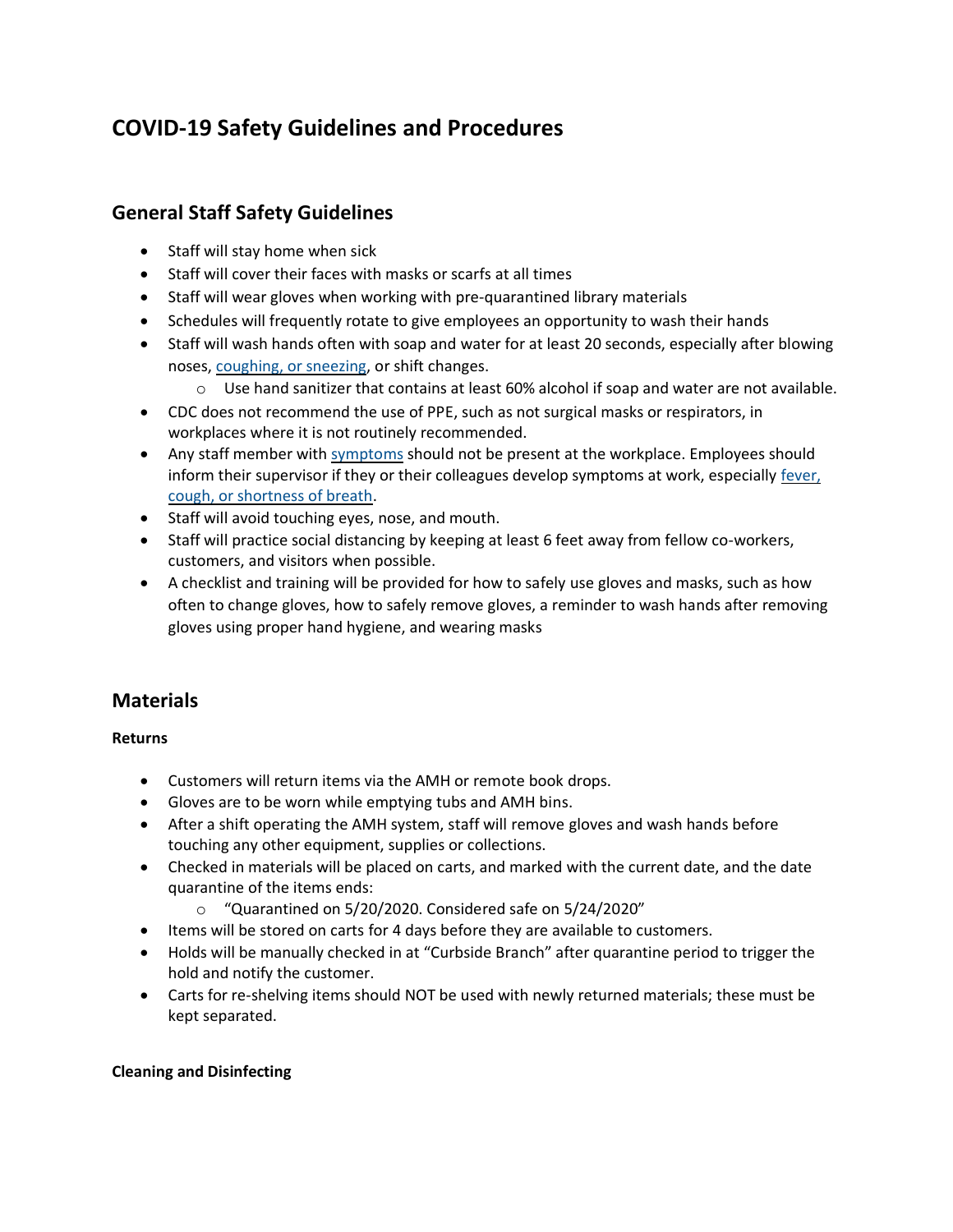# COVID-19 Safety Guidelines and Procedures

## General Staff Safety Guidelines

- Staff will stay home when sick
- Staff will cover their faces with masks or scarfs at all times
- Staff will wear gloves when working with pre-quarantined library materials
- Schedules will frequently rotate to give employees an opportunity to wash their hands
- Staff will wash hands often with soap and water for at least 20 seconds, especially after blowing noses, coughing, or sneezing, or shift changes.
  - Use hand sanitizer that contains at least 60% alcohol if soap and water are not available.
- CDC does not recommend the use of PPE, such as not surgical masks or respirators, in workplaces where it is not routinely recommended.
- Any staff member with symptoms should not be present at the workplace. Employees should inform their supervisor if they or their colleagues develop symptoms at work, especially fever, cough, or shortness of breath.
- Staff will avoid touching eyes, nose, and mouth.
- Staff will practice social distancing by keeping at least 6 feet away from fellow co-workers, customers, and visitors when possible.
- A checklist and training will be provided for how to safely use gloves and masks, such as how often to change gloves, how to safely remove gloves, a reminder to wash hands after removing gloves using proper hand hygiene, and wearing masks

## Materials

**Returns**

- Customers will return items via the AMH or remote book drops.
- Gloves are to be worn while emptying tubs and AMH bins.
- After a shift operating the AMH system, staff will remove gloves and wash hands before touching any other equipment, supplies or collections.
- Checked in materials will be placed on carts, and marked with the current date, and the date quarantine of the items ends:
  - "Quarantined on 5/20/2020. Considered safe on 5/24/2020"
- Items will be stored on carts for 4 days before they are available to customers.
- Holds will be manually checked in at "Curbside Branch" after quarantine period to trigger the hold and notify the customer.
- Carts for re-shelving items should NOT be used with newly returned materials; these must be kept separated.

**Cleaning and Disinfecting**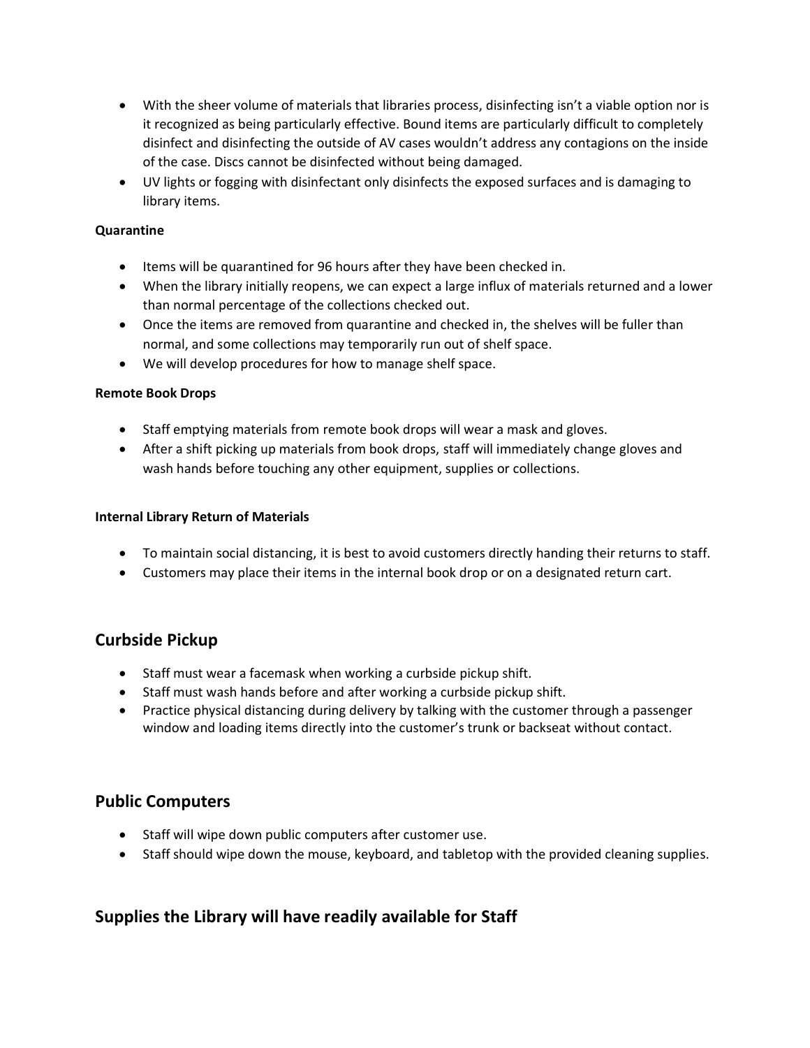- With the sheer volume of materials that libraries process, disinfecting isn't a viable option nor is it recognized as being particularly effective. Bound items are particularly difficult to completely disinfect and disinfecting the outside of AV cases wouldn't address any contagions on the inside of the case. Discs cannot be disinfected without being damaged.
- UV lights or fogging with disinfectant only disinfects the exposed surfaces and is damaging to library items.

**Quarantine**

- Items will be quarantined for 96 hours after they have been checked in.
- When the library initially reopens, we can expect a large influx of materials returned and a lower than normal percentage of the collections checked out.
- Once the items are removed from quarantine and checked in, the shelves will be fuller than normal, and some collections may temporarily run out of shelf space.
- We will develop procedures for how to manage shelf space.

**Remote Book Drops**

- Staff emptying materials from remote book drops will wear a mask and gloves.
- After a shift picking up materials from book drops, staff will immediately change gloves and wash hands before touching any other equipment, supplies or collections.

**Internal Library Return of Materials**

- To maintain social distancing, it is best to avoid customers directly handing their returns to staff.
- Customers may place their items in the internal book drop or on a designated return cart.

## Curbside Pickup

- Staff must wear a facemask when working a curbside pickup shift.
- Staff must wash hands before and after working a curbside pickup shift.
- Practice physical distancing during delivery by talking with the customer through a passenger window and loading items directly into the customer's trunk or backseat without contact.

## Public Computers

- Staff will wipe down public computers after customer use.
- Staff should wipe down the mouse, keyboard, and tabletop with the provided cleaning supplies.

## Supplies the Library will have readily available for Staff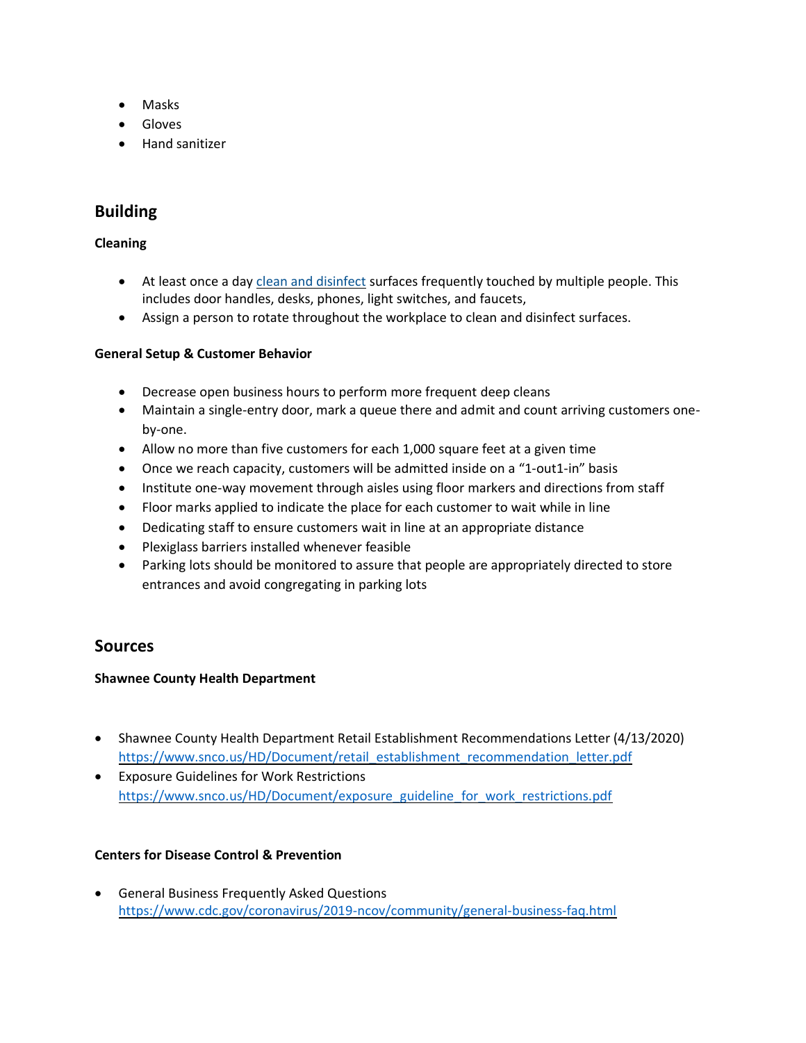- Masks
- Gloves
- Hand sanitizer

## Building

**Cleaning**

- At least once a day [clean and disinfect](clean and disinfect) surfaces frequently touched by multiple people. This includes door handles, desks, phones, light switches, and faucets,
- Assign a person to rotate throughout the workplace to clean and disinfect surfaces.

**General Setup & Customer Behavior**

- Decrease open business hours to perform more frequent deep cleans
- Maintain a single-entry door, mark a queue there and admit and count arriving customers one-by-one.
- Allow no more than five customers for each 1,000 square feet at a given time
- Once we reach capacity, customers will be admitted inside on a "1-out1-in" basis
- Institute one-way movement through aisles using floor markers and directions from staff
- Floor marks applied to indicate the place for each customer to wait while in line
- Dedicating staff to ensure customers wait in line at an appropriate distance
- Plexiglass barriers installed whenever feasible
- Parking lots should be monitored to assure that people are appropriately directed to store entrances and avoid congregating in parking lots

## Sources

**Shawnee County Health Department**

- Shawnee County Health Department Retail Establishment Recommendations Letter (4/13/2020) https://www.snco.us/HD/Document/retail_establishment_recommendation_letter.pdf
- Exposure Guidelines for Work Restrictions https://www.snco.us/HD/Document/exposure_guideline_for_work_restrictions.pdf

**Centers for Disease Control & Prevention**

- General Business Frequently Asked Questions https://www.cdc.gov/coronavirus/2019-ncov/community/general-business-faq.html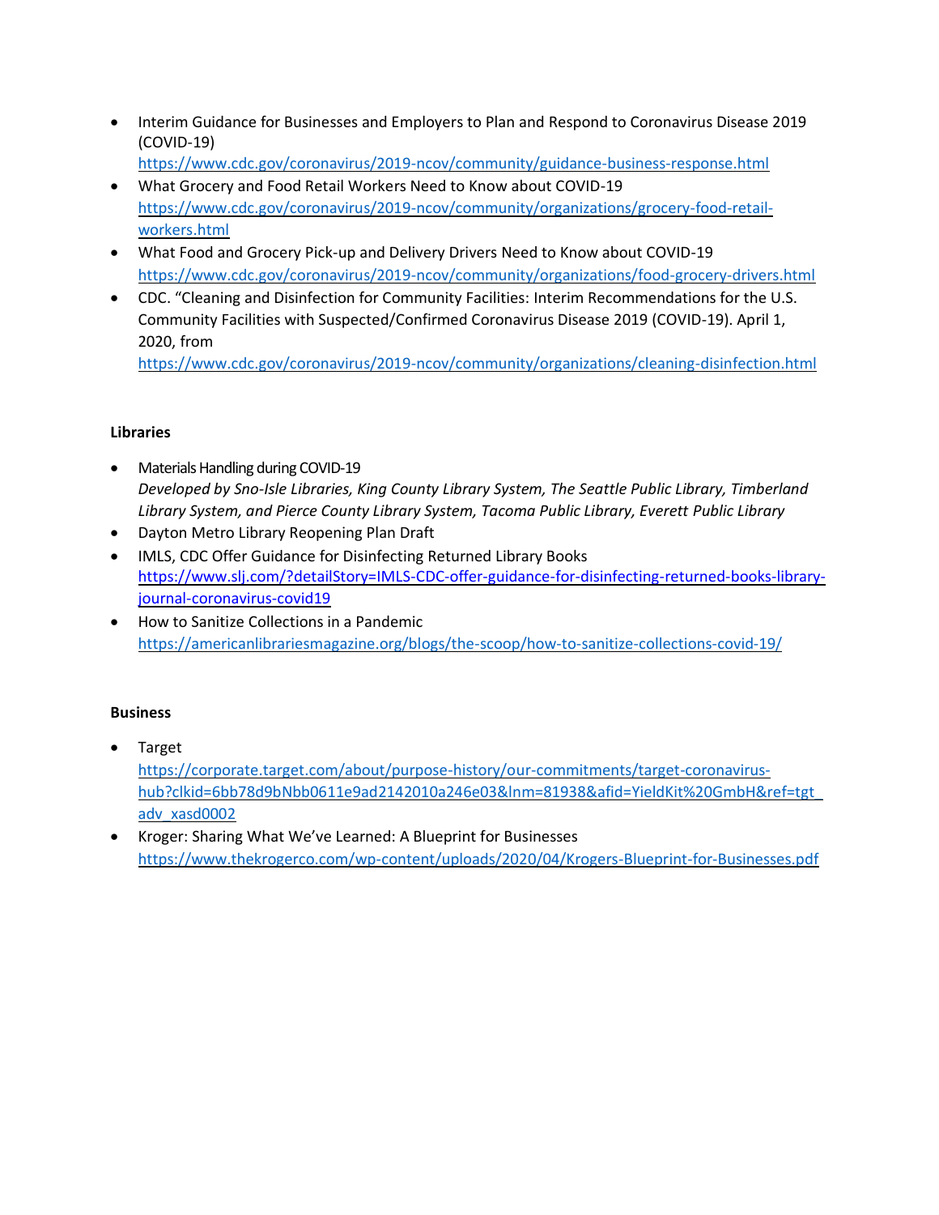- Interim Guidance for Businesses and Employers to Plan and Respond to Coronavirus Disease 2019 (COVID-19)
  https://www.cdc.gov/coronavirus/2019-ncov/community/guidance-business-response.html
- What Grocery and Food Retail Workers Need to Know about COVID-19
  https://www.cdc.gov/coronavirus/2019-ncov/community/organizations/grocery-food-retail-workers.html
- What Food and Grocery Pick-up and Delivery Drivers Need to Know about COVID-19
  https://www.cdc.gov/coronavirus/2019-ncov/community/organizations/food-grocery-drivers.html
- CDC. "Cleaning and Disinfection for Community Facilities: Interim Recommendations for the U.S. Community Facilities with Suspected/Confirmed Coronavirus Disease 2019 (COVID-19). April 1, 2020, from
  https://www.cdc.gov/coronavirus/2019-ncov/community/organizations/cleaning-disinfection.html

**Libraries**

- Materials Handling during COVID-19
  *Developed by Sno-Isle Libraries, King County Library System, The Seattle Public Library, Timberland Library System, and Pierce County Library System, Tacoma Public Library, Everett Public Library*
- Dayton Metro Library Reopening Plan Draft
- IMLS, CDC Offer Guidance for Disinfecting Returned Library Books
  https://www.slj.com/?detailStory=IMLS-CDC-offer-guidance-for-disinfecting-returned-books-library-journal-coronavirus-covid19
- How to Sanitize Collections in a Pandemic
  https://americanlibrariesmagazine.org/blogs/the-scoop/how-to-sanitize-collections-covid-19/

**Business**

- Target
  https://corporate.target.com/about/purpose-history/our-commitments/target-coronavirus-hub?clkid=6bb78d9bNbb0611e9ad2142010a246e03&lnm=81938&afid=YieldKit%20GmbH&ref=tgt_adv_xasd0002
- Kroger: Sharing What We've Learned: A Blueprint for Businesses
  https://www.thekrogerco.com/wp-content/uploads/2020/04/Krogers-Blueprint-for-Businesses.pdf